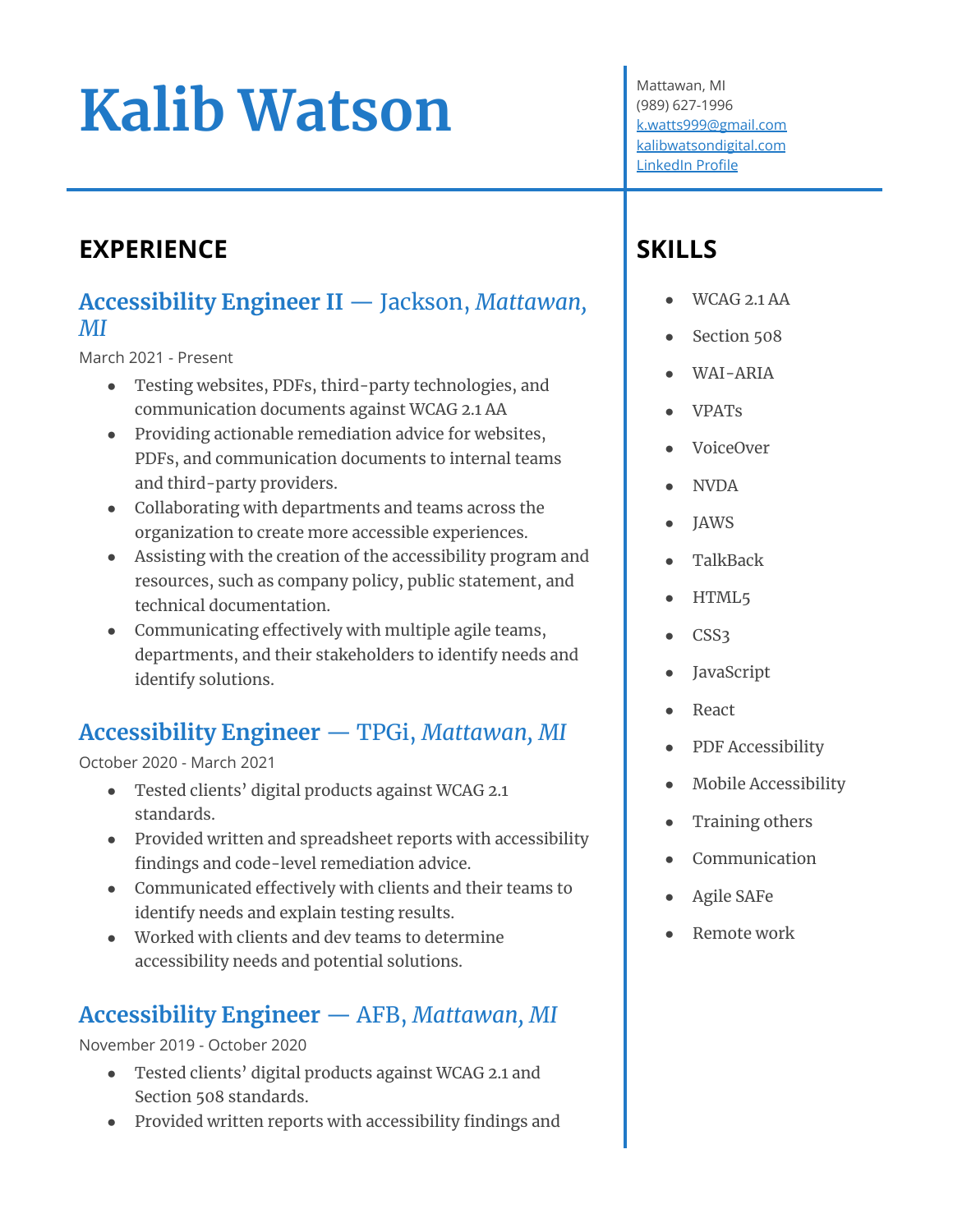# Kalib Watson

Mattawan, MI
(989) 627-1996
k.watts999@gmail.com
kalibwatsondigital.com
LinkedIn Profile

## EXPERIENCE

### Accessibility Engineer II — Jackson, *Mattawan, MI*

March 2021 - Present

- Testing websites, PDFs, third-party technologies, and communication documents against WCAG 2.1 AA
- Providing actionable remediation advice for websites, PDFs, and communication documents to internal teams and third-party providers.
- Collaborating with departments and teams across the organization to create more accessible experiences.
- Assisting with the creation of the accessibility program and resources, such as company policy, public statement, and technical documentation.
- Communicating effectively with multiple agile teams, departments, and their stakeholders to identify needs and identify solutions.

### Accessibility Engineer — TPGi, *Mattawan, MI*

October 2020 - March 2021

- Tested clients' digital products against WCAG 2.1 standards.
- Provided written and spreadsheet reports with accessibility findings and code-level remediation advice.
- Communicated effectively with clients and their teams to identify needs and explain testing results.
- Worked with clients and dev teams to determine accessibility needs and potential solutions.

### Accessibility Engineer — AFB, *Mattawan, MI*

November 2019 - October 2020

- Tested clients' digital products against WCAG 2.1 and Section 508 standards.
- Provided written reports with accessibility findings and

## SKILLS

- WCAG 2.1 AA
- Section 508
- WAI-ARIA
- VPATs
- VoiceOver
- NVDA
- JAWS
- TalkBack
- HTML5
- CSS3
- JavaScript
- React
- PDF Accessibility
- Mobile Accessibility
- Training others
- Communication
- Agile SAFe
- Remote work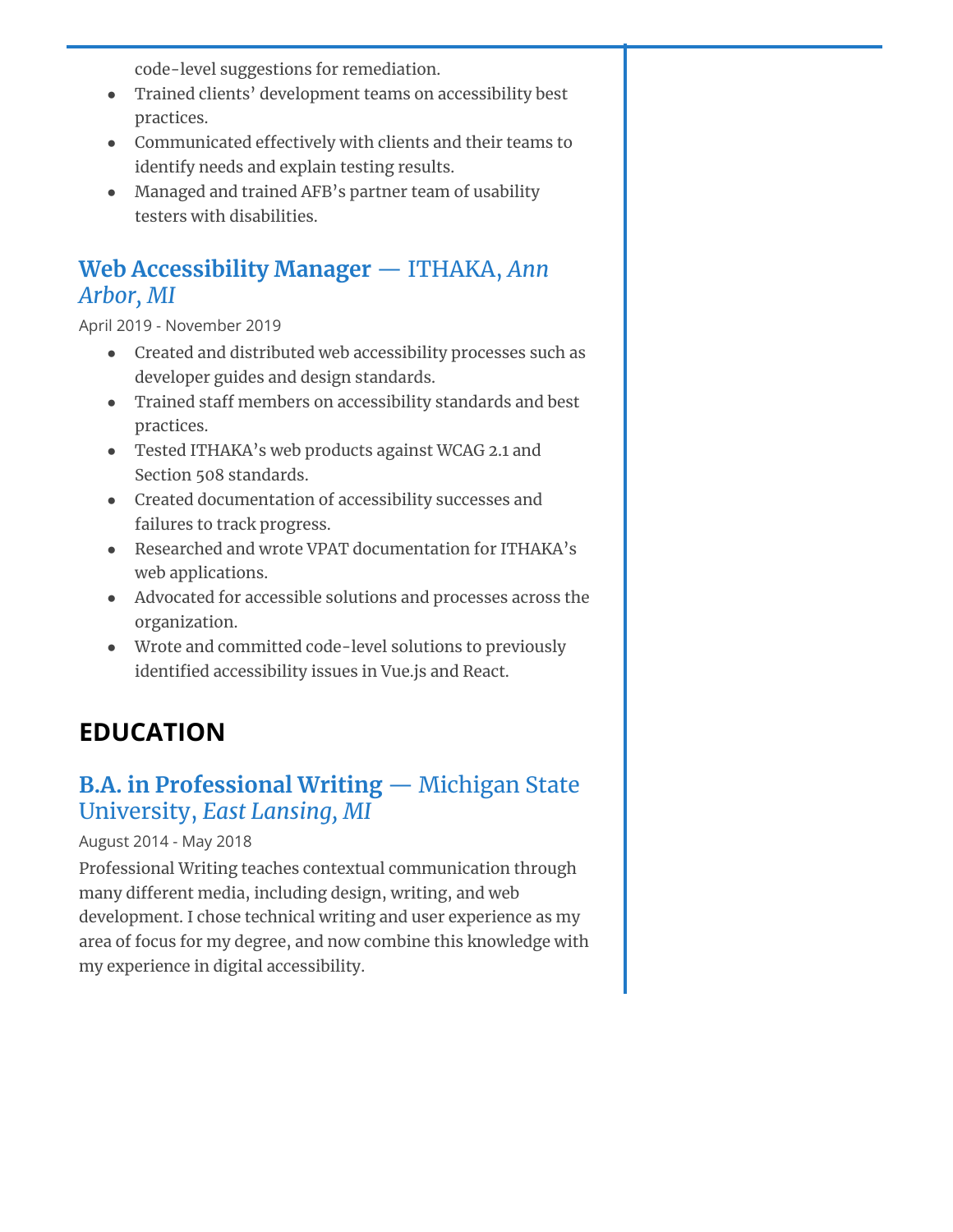code-level suggestions for remediation.
- Trained clients' development teams on accessibility best practices.
- Communicated effectively with clients and their teams to identify needs and explain testing results.
- Managed and trained AFB's partner team of usability testers with disabilities.

### **Web Accessibility Manager** — ITHAKA, *Ann Arbor, MI*

April 2019 - November 2019

- Created and distributed web accessibility processes such as developer guides and design standards.
- Trained staff members on accessibility standards and best practices.
- Tested ITHAKA's web products against WCAG 2.1 and Section 508 standards.
- Created documentation of accessibility successes and failures to track progress.
- Researched and wrote VPAT documentation for ITHAKA's web applications.
- Advocated for accessible solutions and processes across the organization.
- Wrote and committed code-level solutions to previously identified accessibility issues in Vue.js and React.

## EDUCATION

### **B.A. in Professional Writing** — Michigan State University, *East Lansing, MI*

August 2014 - May 2018

Professional Writing teaches contextual communication through many different media, including design, writing, and web development. I chose technical writing and user experience as my area of focus for my degree, and now combine this knowledge with my experience in digital accessibility.